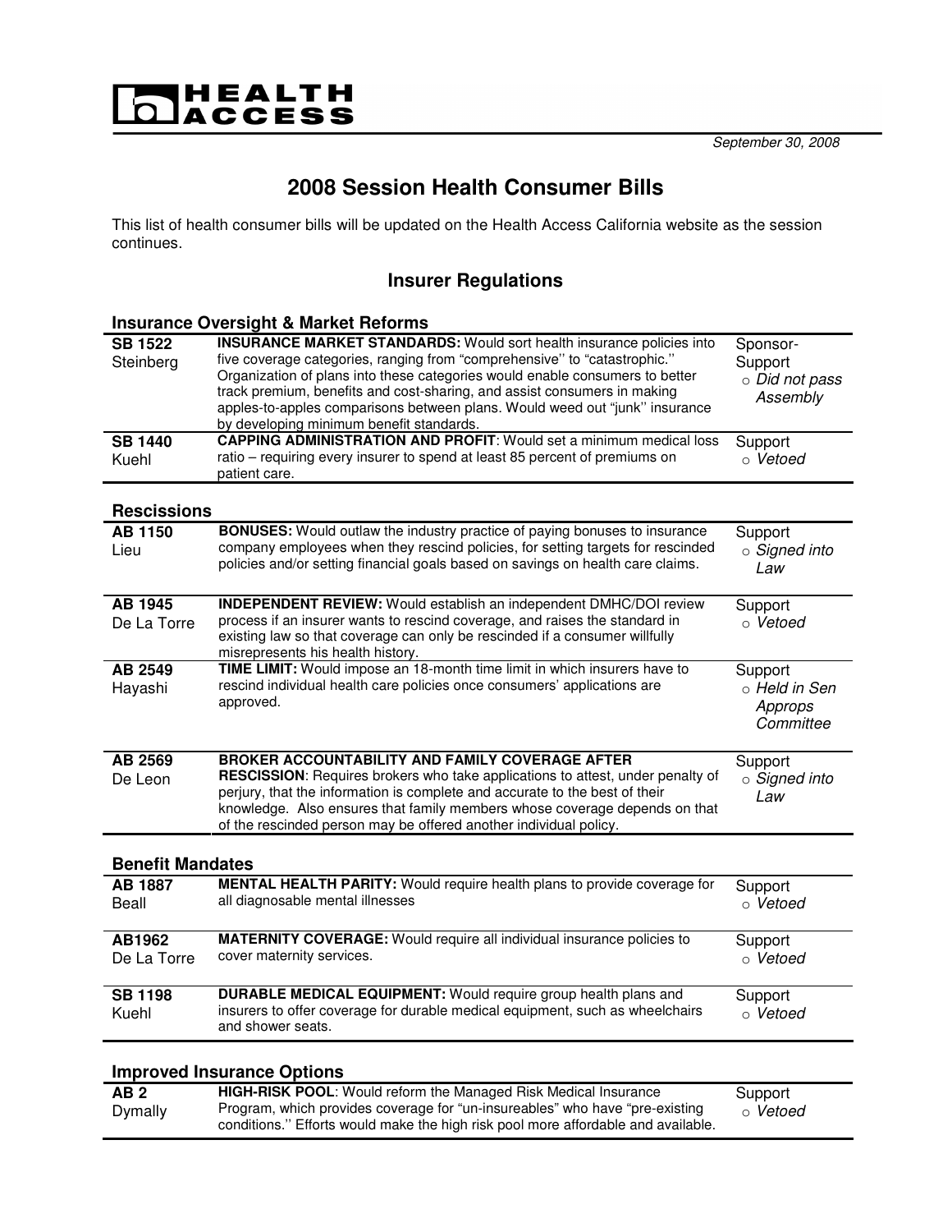# HEALTH ACCESS

*September 30, 2008*

## 2008 Session Health Consumer Bills

This list of health consumer bills will be updated on the Health Access California website as the session continues.

## Insurer Regulations

### Insurance Oversight & Market Reforms

| Bill | Description | Position / Status |
|---|---|---|
| **SB 1522** Steinberg | **INSURANCE MARKET STANDARDS:** Would sort health insurance policies into five coverage categories, ranging from "comprehensive'' to "catastrophic.'' Organization of plans into these categories would enable consumers to better track premium, benefits and cost-sharing, and assist consumers in making apples-to-apples comparisons between plans. Would weed out "junk'' insurance by developing minimum benefit standards. | Sponsor-Support ○ *Did not pass Assembly* |
| **SB 1440** Kuehl | **CAPPING ADMINISTRATION AND PROFIT**: Would set a minimum medical loss ratio – requiring every insurer to spend at least 85 percent of premiums on patient care. | Support ○ *Vetoed* |

### Rescissions

| Bill | Description | Position / Status |
|---|---|---|
| **AB 1150** Lieu | **BONUSES:** Would outlaw the industry practice of paying bonuses to insurance company employees when they rescind policies, for setting targets for rescinded policies and/or setting financial goals based on savings on health care claims. | Support ○ *Signed into Law* |
| **AB 1945** De La Torre | **INDEPENDENT REVIEW:** Would establish an independent DMHC/DOI review process if an insurer wants to rescind coverage, and raises the standard in existing law so that coverage can only be rescinded if a consumer willfully misrepresents his health history. | Support ○ *Vetoed* |
| **AB 2549** Hayashi | **TIME LIMIT:** Would impose an 18-month time limit in which insurers have to rescind individual health care policies once consumers' applications are approved. | Support ○ *Held in Sen Approps Committee* |
| **AB 2569** De Leon | **BROKER ACCOUNTABILITY AND FAMILY COVERAGE AFTER RESCISSION**: Requires brokers who take applications to attest, under penalty of perjury, that the information is complete and accurate to the best of their knowledge. Also ensures that family members whose coverage depends on that of the rescinded person may be offered another individual policy. | Support ○ *Signed into Law* |

### Benefit Mandates

| Bill | Description | Position / Status |
|---|---|---|
| **AB 1887** Beall | **MENTAL HEALTH PARITY:** Would require health plans to provide coverage for all diagnosable mental illnesses | Support ○ *Vetoed* |
| **AB1962** De La Torre | **MATERNITY COVERAGE:** Would require all individual insurance policies to cover maternity services. | Support ○ *Vetoed* |
| **SB 1198** Kuehl | **DURABLE MEDICAL EQUIPMENT:** Would require group health plans and insurers to offer coverage for durable medical equipment, such as wheelchairs and shower seats. | Support ○ *Vetoed* |

### Improved Insurance Options

| Bill | Description | Position / Status |
|---|---|---|
| **AB 2** Dymally | **HIGH-RISK POOL**: Would reform the Managed Risk Medical Insurance Program, which provides coverage for "un-insureables" who have "pre-existing conditions.'' Efforts would make the high risk pool more affordable and available. | Support ○ *Vetoed* |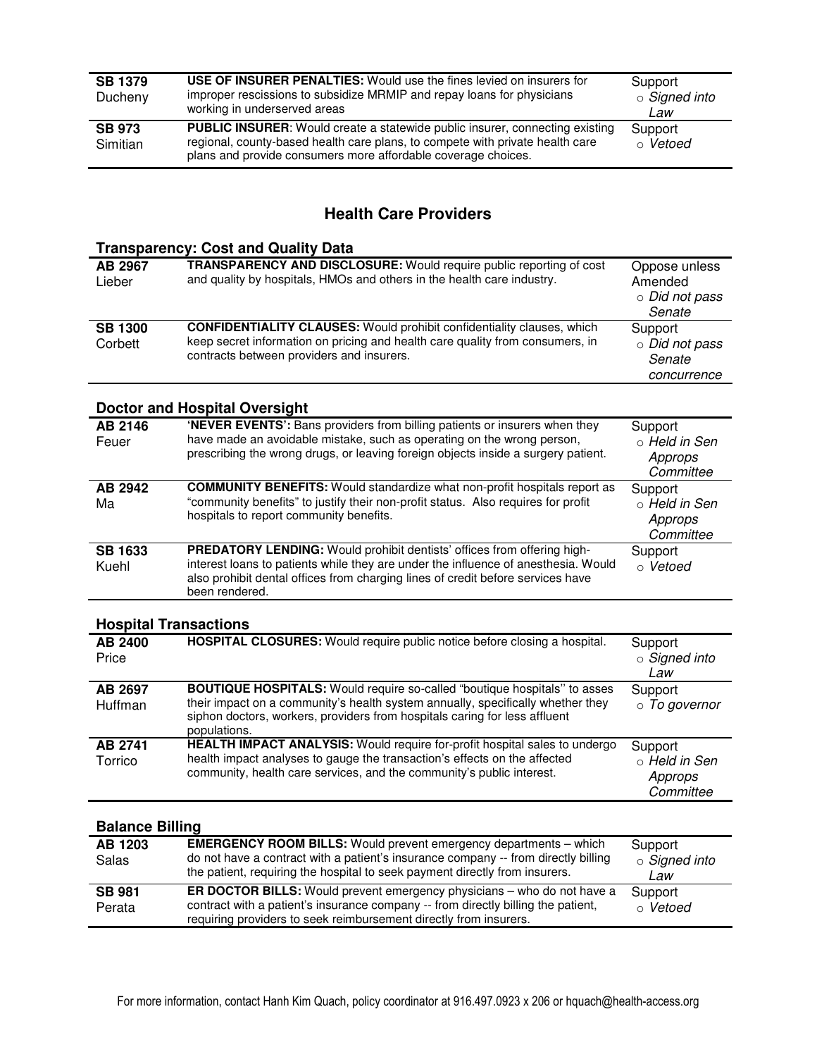| | | |
|---|---|---|
| **SB 1379** Ducheny | **USE OF INSURER PENALTIES:** Would use the fines levied on insurers for improper rescissions to subsidize MRMIP and repay loans for physicians working in underserved areas | Support ○ *Signed into Law* |
| **SB 973** Simitian | **PUBLIC INSURER**: Would create a statewide public insurer, connecting existing regional, county-based health care plans, to compete with private health care plans and provide consumers more affordable coverage choices. | Support ○ *Vetoed* |

## Health Care Providers

### Transparency: Cost and Quality Data

| | | |
|---|---|---|
| **AB 2967** Lieber | **TRANSPARENCY AND DISCLOSURE:** Would require public reporting of cost and quality by hospitals, HMOs and others in the health care industry. | Oppose unless Amended ○ *Did not pass Senate* |
| **SB 1300** Corbett | **CONFIDENTIALITY CLAUSES:** Would prohibit confidentiality clauses, which keep secret information on pricing and health care quality from consumers, in contracts between providers and insurers. | Support ○ *Did not pass Senate concurrence* |

### Doctor and Hospital Oversight

| | | |
|---|---|---|
| **AB 2146** Feuer | **'NEVER EVENTS':** Bans providers from billing patients or insurers when they have made an avoidable mistake, such as operating on the wrong person, prescribing the wrong drugs, or leaving foreign objects inside a surgery patient. | Support ○ *Held in Sen Approps Committee* |
| **AB 2942** Ma | **COMMUNITY BENEFITS:** Would standardize what non-profit hospitals report as "community benefits" to justify their non-profit status. Also requires for profit hospitals to report community benefits. | Support ○ *Held in Sen Approps Committee* |
| **SB 1633** Kuehl | **PREDATORY LENDING:** Would prohibit dentists' offices from offering high-interest loans to patients while they are under the influence of anesthesia. Would also prohibit dental offices from charging lines of credit before services have been rendered. | Support ○ *Vetoed* |

### Hospital Transactions

| | | |
|---|---|---|
| **AB 2400** Price | **HOSPITAL CLOSURES:** Would require public notice before closing a hospital. | Support ○ *Signed into Law* |
| **AB 2697** Huffman | **BOUTIQUE HOSPITALS:** Would require so-called "boutique hospitals" to asses their impact on a community's health system annually, specifically whether they siphon doctors, workers, providers from hospitals caring for less affluent populations. | Support ○ *To governor* |
| **AB 2741** Torrico | **HEALTH IMPACT ANALYSIS:** Would require for-profit hospital sales to undergo health impact analyses to gauge the transaction's effects on the affected community, health care services, and the community's public interest. | Support ○ *Held in Sen Approps Committee* |

### Balance Billing

| | | |
|---|---|---|
| **AB 1203** Salas | **EMERGENCY ROOM BILLS:** Would prevent emergency departments – which do not have a contract with a patient's insurance company -- from directly billing the patient, requiring the hospital to seek payment directly from insurers. | Support ○ *Signed into Law* |
| **SB 981** Perata | **ER DOCTOR BILLS:** Would prevent emergency physicians – who do not have a contract with a patient's insurance company -- from directly billing the patient, requiring providers to seek reimbursement directly from insurers. | Support ○ *Vetoed* |

For more information, contact Hanh Kim Quach, policy coordinator at 916.497.0923 x 206 or hquach@health-access.org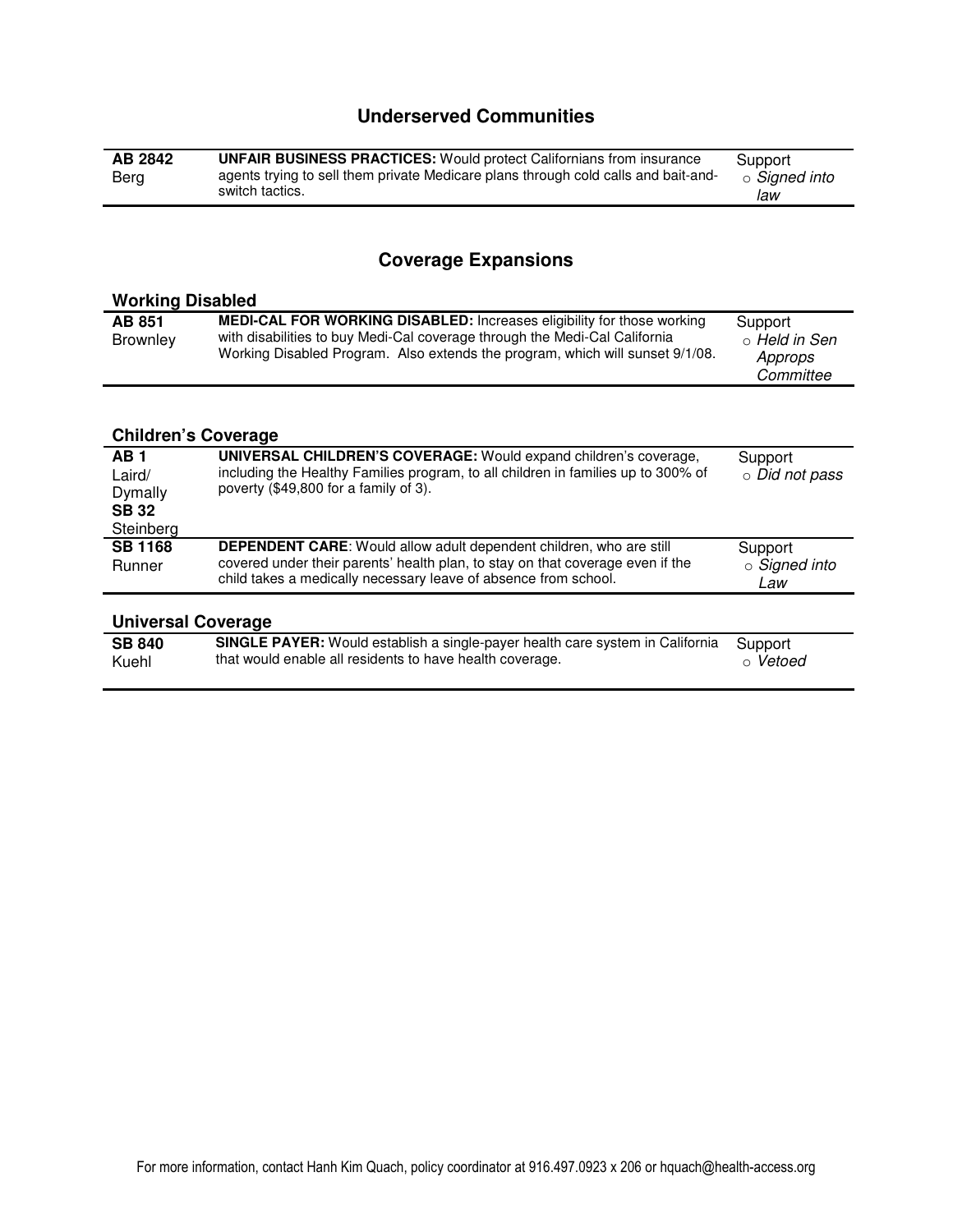## Underserved Communities

| | | |
|---|---|---|
| **AB 2842** Berg | **UNFAIR BUSINESS PRACTICES:** Would protect Californians from insurance agents trying to sell them private Medicare plans through cold calls and bait-and-switch tactics. | Support ○ *Signed into law* |

## Coverage Expansions

### Working Disabled

| | | |
|---|---|---|
| **AB 851** Brownley | **MEDI-CAL FOR WORKING DISABLED:** Increases eligibility for those working with disabilities to buy Medi-Cal coverage through the Medi-Cal California Working Disabled Program. Also extends the program, which will sunset 9/1/08. | Support ○ *Held in Sen Approps Committee* |

### Children's Coverage

| | | |
|---|---|---|
| **AB 1** Laird/ Dymally **SB 32** Steinberg | **UNIVERSAL CHILDREN'S COVERAGE:** Would expand children's coverage, including the Healthy Families program, to all children in families up to 300% of poverty ($49,800 for a family of 3). | Support ○ *Did not pass* |
| **SB 1168** Runner | **DEPENDENT CARE**: Would allow adult dependent children, who are still covered under their parents' health plan, to stay on that coverage even if the child takes a medically necessary leave of absence from school. | Support ○ *Signed into Law* |

### Universal Coverage

| | | |
|---|---|---|
| **SB 840** Kuehl | **SINGLE PAYER:** Would establish a single-payer health care system in California that would enable all residents to have health coverage. | Support ○ *Vetoed* |

For more information, contact Hanh Kim Quach, policy coordinator at 916.497.0923 x 206 or hquach@health-access.org